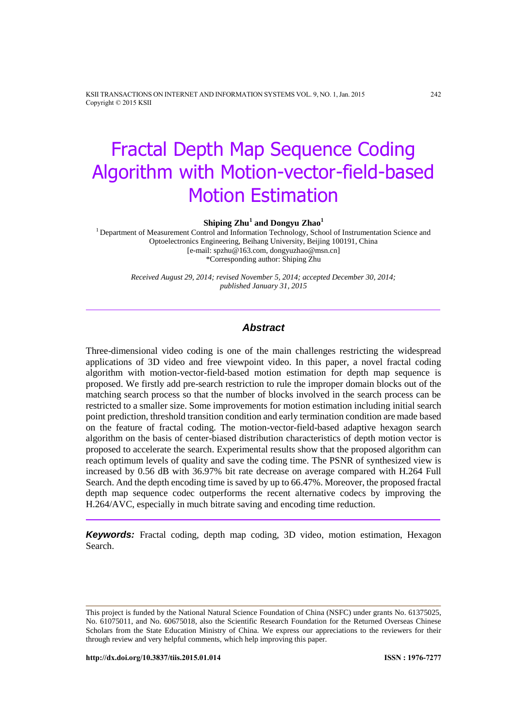# Fractal Depth Map Sequence Coding Algorithm with Motion-vector-field-based Motion Estimation

**Shiping Zhu[1] and Dongyu Zhao[1]**

[1] Department of Measurement Control and Information Technology, School of Instrumentation Science and Optoelectronics Engineering, Beihang University, Beijing 100191, China
[e-mail: spzhu@163.com, dongyuzhao@msn.cn]
*Corresponding author: Shiping Zhu

*Received August 29, 2014; revised November 5, 2014; accepted December 30, 2014; published January 31, 2015*

---

## Abstract

Three-dimensional video coding is one of the main challenges restricting the widespread applications of 3D video and free viewpoint video. In this paper, a novel fractal coding algorithm with motion-vector-field-based motion estimation for depth map sequence is proposed. We firstly add pre-search restriction to rule the improper domain blocks out of the matching search process so that the number of blocks involved in the search process can be restricted to a smaller size. Some improvements for motion estimation including initial search point prediction, threshold transition condition and early termination condition are made based on the feature of fractal coding. The motion-vector-field-based adaptive hexagon search algorithm on the basis of center-biased distribution characteristics of depth motion vector is proposed to accelerate the search. Experimental results show that the proposed algorithm can reach optimum levels of quality and save the coding time. The PSNR of synthesized view is increased by 0.56 dB with 36.97% bit rate decrease on average compared with H.264 Full Search. And the depth encoding time is saved by up to 66.47%. Moreover, the proposed fractal depth map sequence codec outperforms the recent alternative codecs by improving the H.264/AVC, especially in much bitrate saving and encoding time reduction.

---

***Keywords:*** Fractal coding, depth map coding, 3D video, motion estimation, Hexagon Search.

---

This project is funded by the National Natural Science Foundation of China (NSFC) under grants No. 61375025, No. 61075011, and No. 60675018, also the Scientific Research Foundation for the Returned Overseas Chinese Scholars from the State Education Ministry of China. We express our appreciations to the reviewers for their through review and very helpful comments, which help improving this paper.

**http://dx.doi.org/10.3837/tiis.2015.01.014** **ISSN : 1976-7277**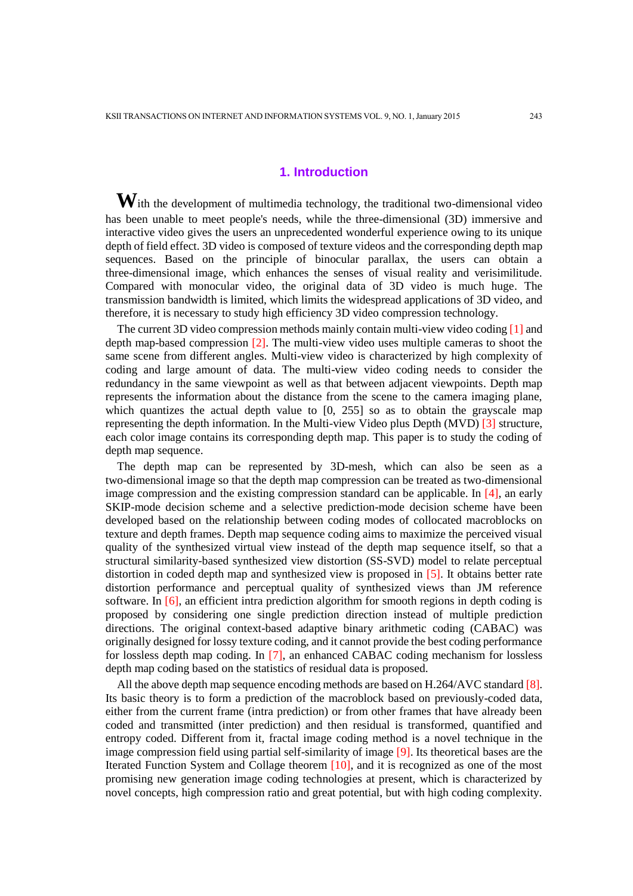## 1. Introduction

With the development of multimedia technology, the traditional two-dimensional video has been unable to meet people's needs, while the three-dimensional (3D) immersive and interactive video gives the users an unprecedented wonderful experience owing to its unique depth of field effect. 3D video is composed of texture videos and the corresponding depth map sequences. Based on the principle of binocular parallax, the users can obtain a three-dimensional image, which enhances the senses of visual reality and verisimilitude. Compared with monocular video, the original data of 3D video is much huge. The transmission bandwidth is limited, which limits the widespread applications of 3D video, and therefore, it is necessary to study high efficiency 3D video compression technology.

The current 3D video compression methods mainly contain multi-view video coding [1] and depth map-based compression [2]. The multi-view video uses multiple cameras to shoot the same scene from different angles. Multi-view video is characterized by high complexity of coding and large amount of data. The multi-view video coding needs to consider the redundancy in the same viewpoint as well as that between adjacent viewpoints. Depth map represents the information about the distance from the scene to the camera imaging plane, which quantizes the actual depth value to [0, 255] so as to obtain the grayscale map representing the depth information. In the Multi-view Video plus Depth (MVD) [3] structure, each color image contains its corresponding depth map. This paper is to study the coding of depth map sequence.

The depth map can be represented by 3D-mesh, which can also be seen as a two-dimensional image so that the depth map compression can be treated as two-dimensional image compression and the existing compression standard can be applicable. In [4], an early SKIP-mode decision scheme and a selective prediction-mode decision scheme have been developed based on the relationship between coding modes of collocated macroblocks on texture and depth frames. Depth map sequence coding aims to maximize the perceived visual quality of the synthesized virtual view instead of the depth map sequence itself, so that a structural similarity-based synthesized view distortion (SS-SVD) model to relate perceptual distortion in coded depth map and synthesized view is proposed in [5]. It obtains better rate distortion performance and perceptual quality of synthesized views than JM reference software. In [6], an efficient intra prediction algorithm for smooth regions in depth coding is proposed by considering one single prediction direction instead of multiple prediction directions. The original context-based adaptive binary arithmetic coding (CABAC) was originally designed for lossy texture coding, and it cannot provide the best coding performance for lossless depth map coding. In [7], an enhanced CABAC coding mechanism for lossless depth map coding based on the statistics of residual data is proposed.

All the above depth map sequence encoding methods are based on H.264/AVC standard [8]. Its basic theory is to form a prediction of the macroblock based on previously-coded data, either from the current frame (intra prediction) or from other frames that have already been coded and transmitted (inter prediction) and then residual is transformed, quantified and entropy coded. Different from it, fractal image coding method is a novel technique in the image compression field using partial self-similarity of image [9]. Its theoretical bases are the Iterated Function System and Collage theorem [10], and it is recognized as one of the most promising new generation image coding technologies at present, which is characterized by novel concepts, high compression ratio and great potential, but with high coding complexity.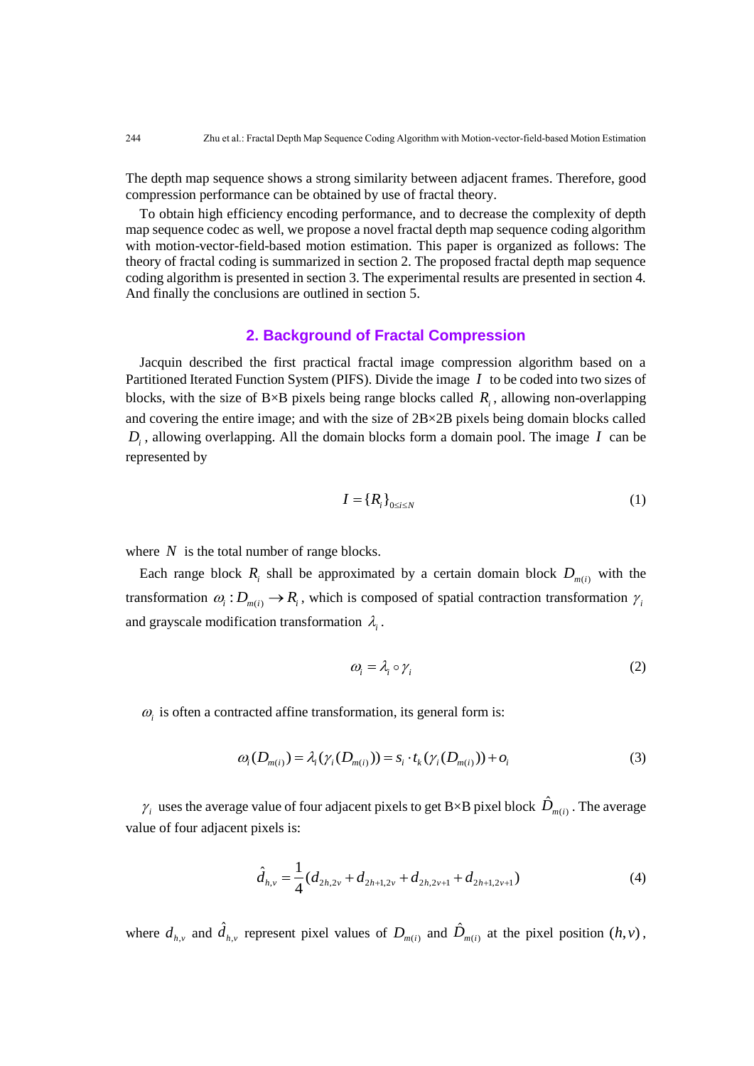The depth map sequence shows a strong similarity between adjacent frames. Therefore, good compression performance can be obtained by use of fractal theory.

To obtain high efficiency encoding performance, and to decrease the complexity of depth map sequence codec as well, we propose a novel fractal depth map sequence coding algorithm with motion-vector-field-based motion estimation. This paper is organized as follows: The theory of fractal coding is summarized in section 2. The proposed fractal depth map sequence coding algorithm is presented in section 3. The experimental results are presented in section 4. And finally the conclusions are outlined in section 5.

## 2. Background of Fractal Compression

Jacquin described the first practical fractal image compression algorithm based on a Partitioned Iterated Function System (PIFS). Divide the image $I$ to be coded into two sizes of blocks, with the size of B×B pixels being range blocks called $R_i$, allowing non-overlapping and covering the entire image; and with the size of 2B×2B pixels being domain blocks called $D_i$, allowing overlapping. All the domain blocks form a domain pool. The image $I$ can be represented by

$$I = \{R_i\}_{0 \le i \le N} \tag{1}$$

where $N$ is the total number of range blocks.

Each range block $R_i$ shall be approximated by a certain domain block $D_{m(i)}$ with the transformation $\omega_i : D_{m(i)} \to R_i$, which is composed of spatial contraction transformation $\gamma_i$ and grayscale modification transformation $\lambda_i$.

$$\omega_i = \lambda_i \circ \gamma_i \tag{2}$$

$\omega_i$ is often a contracted affine transformation, its general form is:

$$\omega_i(D_{m(i)}) = \lambda_i(\gamma_i(D_{m(i)})) = s_i \cdot t_k(\gamma_i(D_{m(i)})) + o_i \tag{3}$$

$\gamma_i$ uses the average value of four adjacent pixels to get B×B pixel block $\hat{D}_{m(i)}$. The average value of four adjacent pixels is:

$$\hat{d}_{h,v} = \frac{1}{4}(d_{2h,2v} + d_{2h+1,2v} + d_{2h,2v+1} + d_{2h+1,2v+1}) \tag{4}$$

where $d_{h,v}$ and $\hat{d}_{h,v}$ represent pixel values of $D_{m(i)}$ and $\hat{D}_{m(i)}$ at the pixel position $(h,v)$,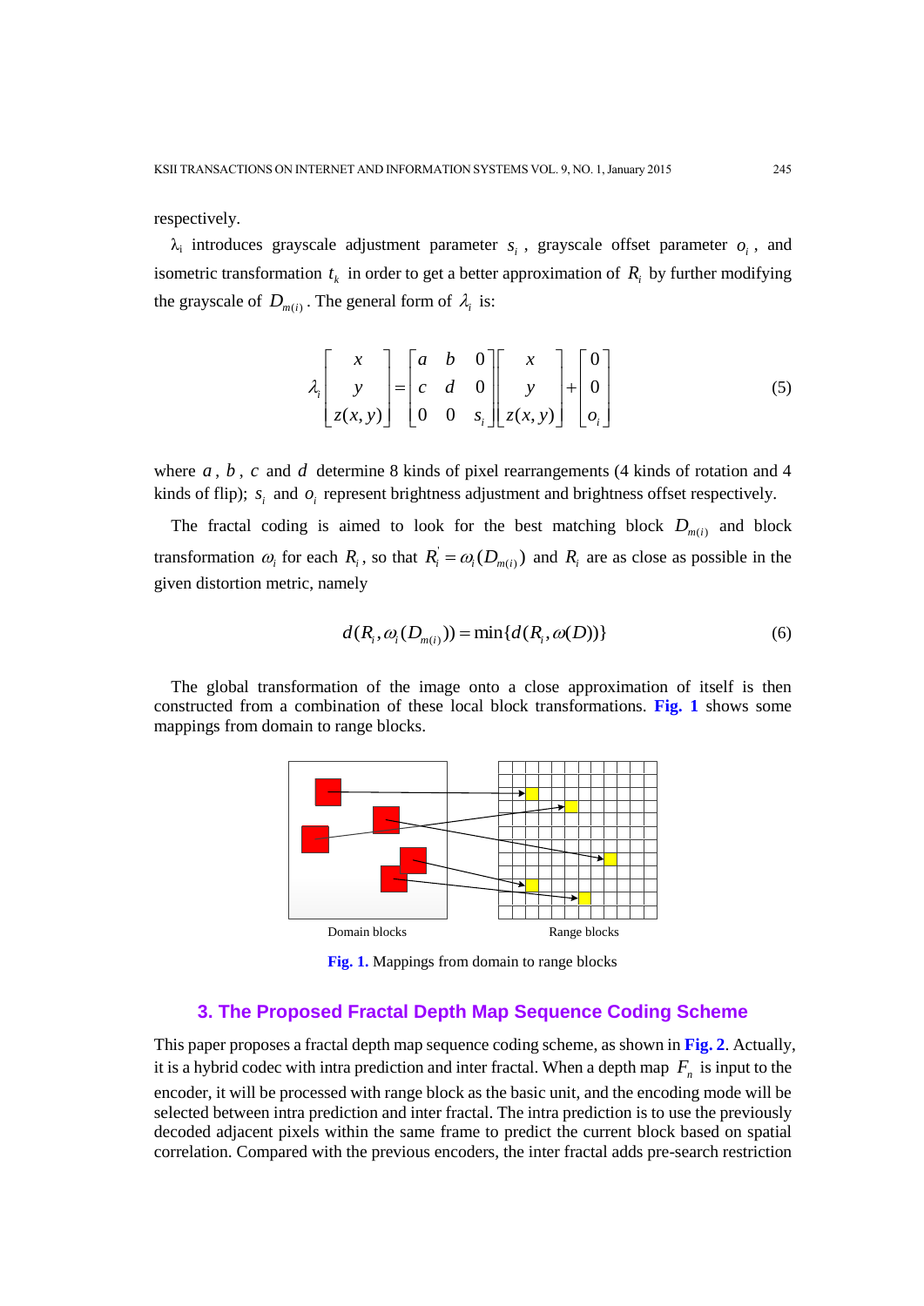respectively.

$\lambda_i$ introduces grayscale adjustment parameter $s_i$, grayscale offset parameter $o_i$, and isometric transformation $t_k$ in order to get a better approximation of $R_i$ by further modifying the grayscale of $D_{m(i)}$. The general form of $\lambda_i$ is:

$$\lambda_i \begin{bmatrix} x \\ y \\ z(x,y) \end{bmatrix} = \begin{bmatrix} a & b & 0 \\ c & d & 0 \\ 0 & 0 & s_i \end{bmatrix} \begin{bmatrix} x \\ y \\ z(x,y) \end{bmatrix} + \begin{bmatrix} 0 \\ 0 \\ o_i \end{bmatrix} \tag{5}$$

where $a$, $b$, $c$ and $d$ determine 8 kinds of pixel rearrangements (4 kinds of rotation and 4 kinds of flip); $s_i$ and $o_i$ represent brightness adjustment and brightness offset respectively.

The fractal coding is aimed to look for the best matching block $D_{m(i)}$ and block transformation $\omega_i$ for each $R_i$, so that $R_i^{'} = \omega_i(D_{m(i)})$ and $R_i$ are as close as possible in the given distortion metric, namely

$$d(R_i, \omega_i(D_{m(i)})) = \min\{d(R_i, \omega(D))\} \tag{6}$$

The global transformation of the image onto a close approximation of itself is then constructed from a combination of these local block transformations. **Fig. 1** shows some mappings from domain to range blocks.

Domain blocks　　　Range blocks

**Fig. 1.** Mappings from domain to range blocks

## 3. The Proposed Fractal Depth Map Sequence Coding Scheme

This paper proposes a fractal depth map sequence coding scheme, as shown in **Fig. 2**. Actually, it is a hybrid codec with intra prediction and inter fractal. When a depth map $F_n$ is input to the encoder, it will be processed with range block as the basic unit, and the encoding mode will be selected between intra prediction and inter fractal. The intra prediction is to use the previously decoded adjacent pixels within the same frame to predict the current block based on spatial correlation. Compared with the previous encoders, the inter fractal adds pre-search restriction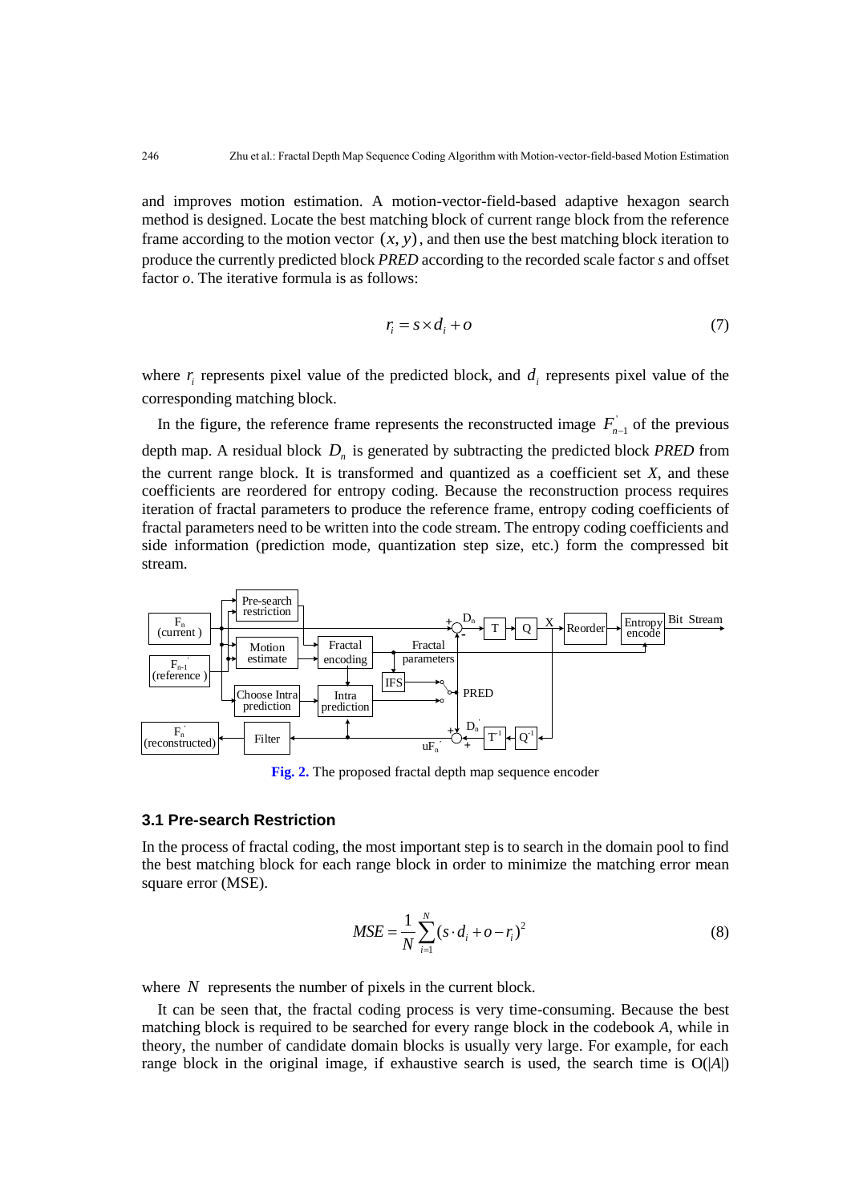and improves motion estimation. A motion-vector-field-based adaptive hexagon search method is designed. Locate the best matching block of current range block from the reference frame according to the motion vector $(x, y)$, and then use the best matching block iteration to produce the currently predicted block *PRED* according to the recorded scale factor *s* and offset factor *o*. The iterative formula is as follows:

$$r_i = s \times d_i + o \tag{7}$$

where $r_i$ represents pixel value of the predicted block, and $d_i$ represents pixel value of the corresponding matching block.

In the figure, the reference frame represents the reconstructed image $F_{n-1}^{'}$ of the previous depth map. A residual block $D_n$ is generated by subtracting the predicted block *PRED* from the current range block. It is transformed and quantized as a coefficient set *X*, and these coefficients are reordered for entropy coding. Because the reconstruction process requires iteration of fractal parameters to produce the reference frame, entropy coding coefficients of fractal parameters need to be written into the code stream. The entropy coding coefficients and side information (prediction mode, quantization step size, etc.) form the compressed bit stream.

**Fig. 2.** The proposed fractal depth map sequence encoder

### 3.1 Pre-search Restriction

In the process of fractal coding, the most important step is to search in the domain pool to find the best matching block for each range block in order to minimize the matching error mean square error (MSE).

$$MSE = \frac{1}{N}\sum_{i=1}^{N}(s \cdot d_i + o - r_i)^2 \tag{8}$$

where $N$ represents the number of pixels in the current block.

It can be seen that, the fractal coding process is very time-consuming. Because the best matching block is required to be searched for every range block in the codebook *A*, while in theory, the number of candidate domain blocks is usually very large. For example, for each range block in the original image, if exhaustive search is used, the search time is O(|*A*|)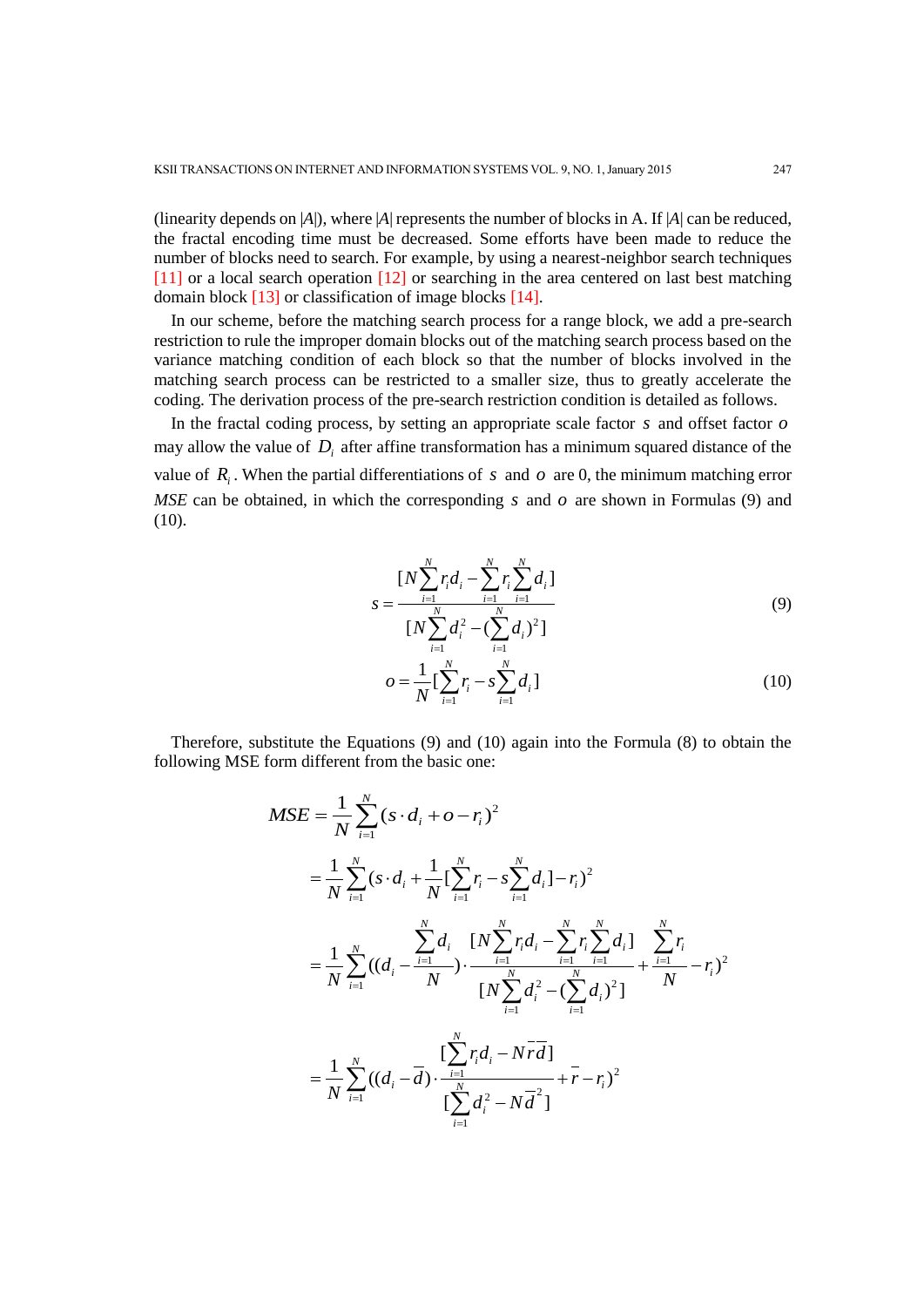(linearity depends on |*A*|), where |*A*| represents the number of blocks in A. If |*A*| can be reduced, the fractal encoding time must be decreased. Some efforts have been made to reduce the number of blocks need to search. For example, by using a nearest-neighbor search techniques [11] or a local search operation [12] or searching in the area centered on last best matching domain block [13] or classification of image blocks [14].

In our scheme, before the matching search process for a range block, we add a pre-search restriction to rule the improper domain blocks out of the matching search process based on the variance matching condition of each block so that the number of blocks involved in the matching search process can be restricted to a smaller size, thus to greatly accelerate the coding. The derivation process of the pre-search restriction condition is detailed as follows.

In the fractal coding process, by setting an appropriate scale factor $s$ and offset factor $o$ may allow the value of $D_i$ after affine transformation has a minimum squared distance of the value of $R_i$. When the partial differentiations of $s$ and $o$ are 0, the minimum matching error *MSE* can be obtained, in which the corresponding $s$ and $o$ are shown in Formulas (9) and (10).

$$s = \frac{[N\sum_{i=1}^{N} r_i d_i - \sum_{i=1}^{N} r_i \sum_{i=1}^{N} d_i]}{[N\sum_{i=1}^{N} d_i^2 - (\sum_{i=1}^{N} d_i)^2]} \tag{9}$$

$$o = \frac{1}{N}[\sum_{i=1}^{N} r_i - s\sum_{i=1}^{N} d_i] \tag{10}$$

Therefore, substitute the Equations (9) and (10) again into the Formula (8) to obtain the following MSE form different from the basic one:

$$\begin{aligned}
MSE &= \frac{1}{N}\sum_{i=1}^{N}(s \cdot d_i + o - r_i)^2 \\
&= \frac{1}{N}\sum_{i=1}^{N}(s \cdot d_i + \frac{1}{N}[\sum_{i=1}^{N} r_i - s\sum_{i=1}^{N} d_i] - r_i)^2 \\
&= \frac{1}{N}\sum_{i=1}^{N}((d_i - \frac{\sum_{i=1}^{N} d_i}{N}) \cdot \frac{[N\sum_{i=1}^{N} r_i d_i - \sum_{i=1}^{N} r_i \sum_{i=1}^{N} d_i]}{[N\sum_{i=1}^{N} d_i^2 - (\sum_{i=1}^{N} d_i)^2]} + \frac{\sum_{i=1}^{N} r_i}{N} - r_i)^2 \\
&= \frac{1}{N}\sum_{i=1}^{N}((d_i - \bar{d}) \cdot \frac{[\sum_{i=1}^{N} r_i d_i - N\bar{r}\bar{d}]}{[\sum_{i=1}^{N} d_i^2 - N\bar{d}^2]} + \bar{r} - r_i)^2
\end{aligned}$$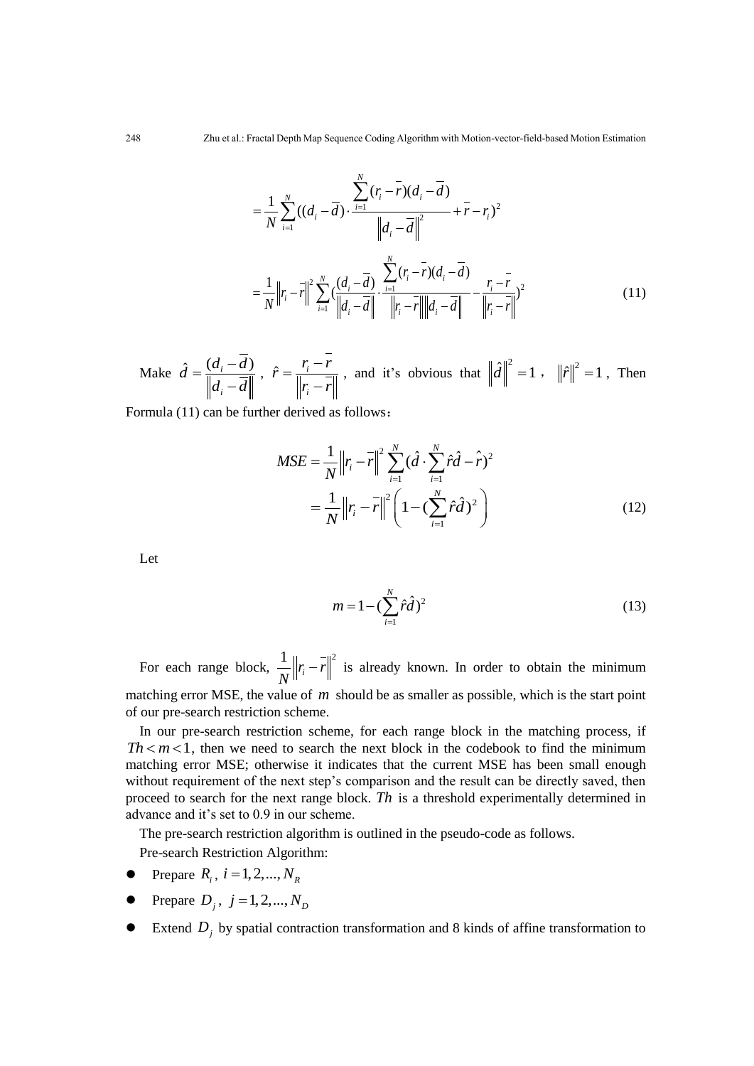$$= \frac{1}{N}\sum_{i=1}^{N}((d_i - \bar{d}) \cdot \frac{\sum_{i=1}^{N}(r_i - \bar{r})(d_i - \bar{d})}{\left\| d_i - \bar{d} \right\|^2} + \bar{r} - r_i)^2$$

$$= \frac{1}{N}\left\| r_i - \bar{r} \right\|^2 \sum_{i=1}^{N}(\frac{(d_i - \bar{d})}{\left\| d_i - \bar{d} \right\|} \cdot \frac{\sum_{i=1}^{N}(r_i - \bar{r})(d_i - \bar{d})}{\left\| r_i - \bar{r} \right\| \left\| d_i - \bar{d} \right\|} - \frac{r_i - \bar{r}}{\left\| r_i - \bar{r} \right\|})^2 \tag{11}$$

Make $\hat{d} = \frac{(d_i - \bar{d})}{\left\| d_i - \bar{d} \right\|}$, $\hat{r} = \frac{r_i - \bar{r}}{\left\| r_i - \bar{r} \right\|}$, and it's obvious that $\left\| \hat{d} \right\|^2 = 1$, $\left\| \hat{r} \right\|^2 = 1$, Then Formula (11) can be further derived as follows：

$$MSE = \frac{1}{N}\left\| r_i - \bar{r} \right\|^2 \sum_{i=1}^{N}(\hat{d} \cdot \sum_{i=1}^{N}\hat{r}\hat{d} - \hat{r})^2$$

$$= \frac{1}{N}\left\| r_i - \bar{r} \right\|^2 \left( 1 - (\sum_{i=1}^{N}\hat{r}\hat{d})^2 \right) \tag{12}$$

Let

$$m = 1 - (\sum_{i=1}^{N}\hat{r}\hat{d})^2 \tag{13}$$

For each range block, $\frac{1}{N}\left\| r_i - \bar{r} \right\|^2$ is already known. In order to obtain the minimum matching error MSE, the value of $m$ should be as smaller as possible, which is the start point of our pre-search restriction scheme.

In our pre-search restriction scheme, for each range block in the matching process, if $Th < m < 1$, then we need to search the next block in the codebook to find the minimum matching error MSE; otherwise it indicates that the current MSE has been small enough without requirement of the next step's comparison and the result can be directly saved, then proceed to search for the next range block. $Th$ is a threshold experimentally determined in advance and it's set to 0.9 in our scheme.

The pre-search restriction algorithm is outlined in the pseudo-code as follows.

Pre-search Restriction Algorithm:

- Prepare $R_i$, $i = 1, 2, ..., N_R$
- Prepare $D_j$, $j = 1, 2, ..., N_D$
- Extend $D_j$ by spatial contraction transformation and 8 kinds of affine transformation to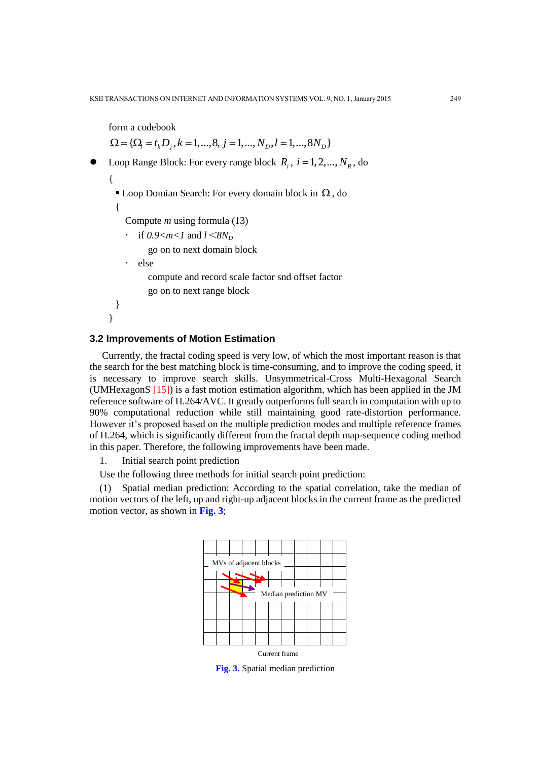form a codebook

$$\Omega = \{\Omega_l = t_k D_j, k = 1,...,8, j = 1,..., N_D, l = 1,...,8N_D\}$$

- Loop Range Block: For every range block $R_i$, $i = 1, 2,..., N_R$, do

  {

  - Loop Domian Search: For every domain block in $\Omega$, do

    {

    Compute $m$ using formula (13)

    - if $0.9<m<1$ and $l<8N_D$

      go on to next domain block

    - else

      compute and record scale factor snd offset factor

      go on to next range block

    }

  }

### 3.2 Improvements of Motion Estimation

Currently, the fractal coding speed is very low, of which the most important reason is that the search for the best matching block is time-consuming, and to improve the coding speed, it is necessary to improve search skills. Unsymmetrical-Cross Multi-Hexagonal Search (UMHexagonS [15]) is a fast motion estimation algorithm, which has been applied in the JM reference software of H.264/AVC. It greatly outperforms full search in computation with up to 90% computational reduction while still maintaining good rate-distortion performance. However it's proposed based on the multiple prediction modes and multiple reference frames of H.264, which is significantly different from the fractal depth map-sequence coding method in this paper. Therefore, the following improvements have been made.

1. Initial search point prediction

Use the following three methods for initial search point prediction:

(1) Spatial median prediction: According to the spatial correlation, take the median of motion vectors of the left, up and right-up adjacent blocks in the current frame as the predicted motion vector, as shown in **Fig. 3**;

MVs of adjacent blocks

Median prediction MV

Current frame

**Fig. 3.** Spatial median prediction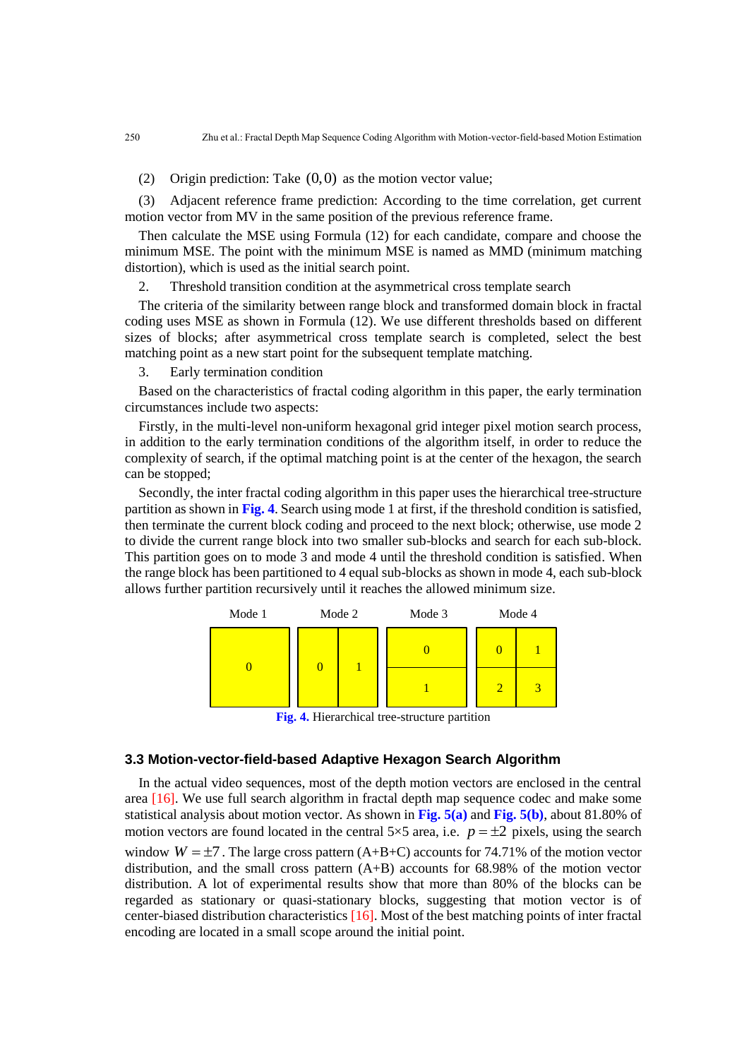(2) Origin prediction: Take $(0,0)$ as the motion vector value;

(3) Adjacent reference frame prediction: According to the time correlation, get current motion vector from MV in the same position of the previous reference frame.

Then calculate the MSE using Formula (12) for each candidate, compare and choose the minimum MSE. The point with the minimum MSE is named as MMD (minimum matching distortion), which is used as the initial search point.

2. Threshold transition condition at the asymmetrical cross template search

The criteria of the similarity between range block and transformed domain block in fractal coding uses MSE as shown in Formula (12). We use different thresholds based on different sizes of blocks; after asymmetrical cross template search is completed, select the best matching point as a new start point for the subsequent template matching.

3. Early termination condition

Based on the characteristics of fractal coding algorithm in this paper, the early termination circumstances include two aspects:

Firstly, in the multi-level non-uniform hexagonal grid integer pixel motion search process, in addition to the early termination conditions of the algorithm itself, in order to reduce the complexity of search, if the optimal matching point is at the center of the hexagon, the search can be stopped;

Secondly, the inter fractal coding algorithm in this paper uses the hierarchical tree-structure partition as shown in **Fig. 4**. Search using mode 1 at first, if the threshold condition is satisfied, then terminate the current block coding and proceed to the next block; otherwise, use mode 2 to divide the current range block into two smaller sub-blocks and search for each sub-block. This partition goes on to mode 3 and mode 4 until the threshold condition is satisfied. When the range block has been partitioned to 4 equal sub-blocks as shown in mode 4, each sub-block allows further partition recursively until it reaches the allowed minimum size.

| Mode 1 | Mode 2 | Mode 3 | Mode 4 |
|---|---|---|---|
| 0 | 0 \| 1 | 0 / 1 | 0 \| 1 / 2 \| 3 |

**Fig. 4.** Hierarchical tree-structure partition

### 3.3 Motion-vector-field-based Adaptive Hexagon Search Algorithm

In the actual video sequences, most of the depth motion vectors are enclosed in the central area [16]. We use full search algorithm in fractal depth map sequence codec and make some statistical analysis about motion vector. As shown in **Fig. 5(a)** and **Fig. 5(b)**, about 81.80% of motion vectors are found located in the central 5×5 area, i.e. $p = \pm 2$ pixels, using the search window $W = \pm 7$. The large cross pattern (A+B+C) accounts for 74.71% of the motion vector distribution, and the small cross pattern (A+B) accounts for 68.98% of the motion vector distribution. A lot of experimental results show that more than 80% of the blocks can be regarded as stationary or quasi-stationary blocks, suggesting that motion vector is of center-biased distribution characteristics [16]. Most of the best matching points of inter fractal encoding are located in a small scope around the initial point.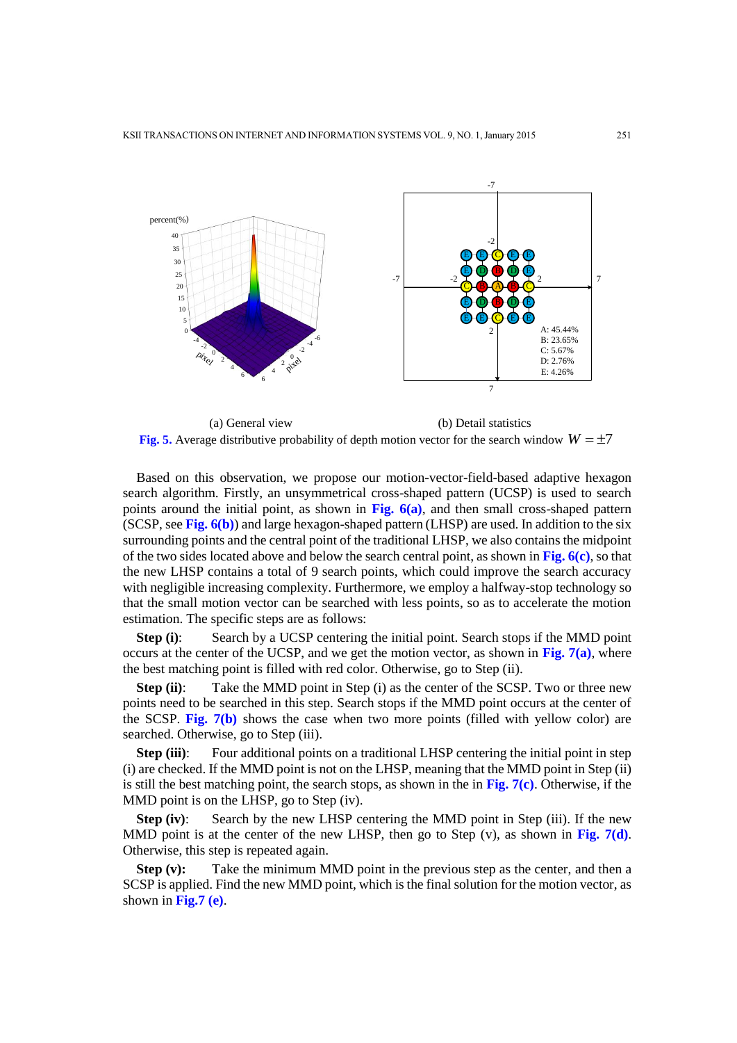(a) General view (b) Detail statistics

**Fig. 5.** Average distributive probability of depth motion vector for the search window $W = \pm 7$

Based on this observation, we propose our motion-vector-field-based adaptive hexagon search algorithm. Firstly, an unsymmetrical cross-shaped pattern (UCSP) is used to search points around the initial point, as shown in **Fig. 6(a)**, and then small cross-shaped pattern (SCSP, see **Fig. 6(b)**) and large hexagon-shaped pattern (LHSP) are used. In addition to the six surrounding points and the central point of the traditional LHSP, we also contains the midpoint of the two sides located above and below the search central point, as shown in **Fig. 6(c)**, so that the new LHSP contains a total of 9 search points, which could improve the search accuracy with negligible increasing complexity. Furthermore, we employ a halfway-stop technology so that the small motion vector can be searched with less points, so as to accelerate the motion estimation. The specific steps are as follows:

**Step (i)**: Search by a UCSP centering the initial point. Search stops if the MMD point occurs at the center of the UCSP, and we get the motion vector, as shown in **Fig. 7(a)**, where the best matching point is filled with red color. Otherwise, go to Step (ii).

**Step (ii)**: Take the MMD point in Step (i) as the center of the SCSP. Two or three new points need to be searched in this step. Search stops if the MMD point occurs at the center of the SCSP. **Fig. 7(b)** shows the case when two more points (filled with yellow color) are searched. Otherwise, go to Step (iii).

**Step (iii)**: Four additional points on a traditional LHSP centering the initial point in step (i) are checked. If the MMD point is not on the LHSP, meaning that the MMD point in Step (ii) is still the best matching point, the search stops, as shown in the in **Fig. 7(c)**. Otherwise, if the MMD point is on the LHSP, go to Step (iv).

**Step (iv)**: Search by the new LHSP centering the MMD point in Step (iii). If the new MMD point is at the center of the new LHSP, then go to Step (v), as shown in **Fig. 7(d)**. Otherwise, this step is repeated again.

**Step (v):** Take the minimum MMD point in the previous step as the center, and then a SCSP is applied. Find the new MMD point, which is the final solution for the motion vector, as shown in **Fig.7 (e)**.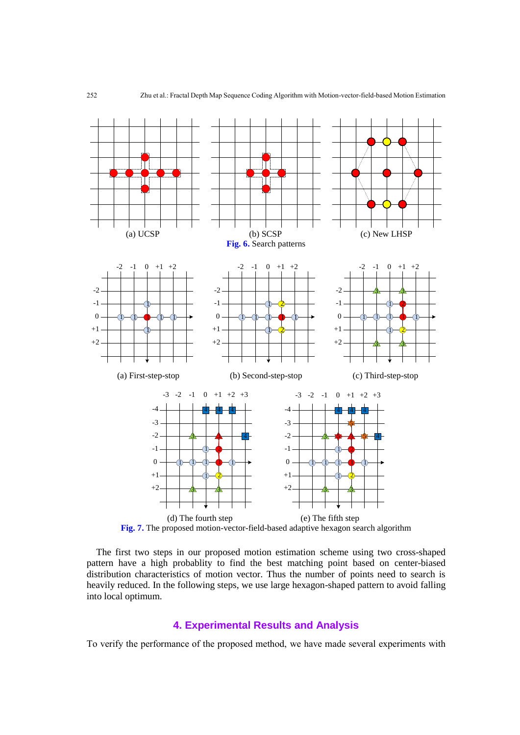(a) UCSP

(b) SCSP

(c) New LHSP

**Fig. 6.** Search patterns

(a) First-step-stop

(b) Second-step-stop

(c) Third-step-stop

(d) The fourth step

(e) The fifth step

**Fig. 7.** The proposed motion-vector-field-based adaptive hexagon search algorithm

The first two steps in our proposed motion estimation scheme using two cross-shaped pattern have a high probablity to find the best matching point based on center-biased distribution characteristics of motion vector. Thus the number of points need to search is heavily reduced. In the following steps, we use large hexagon-shaped pattern to avoid falling into local optimum.

## 4. Experimental Results and Analysis

To verify the performance of the proposed method, we have made several experiments with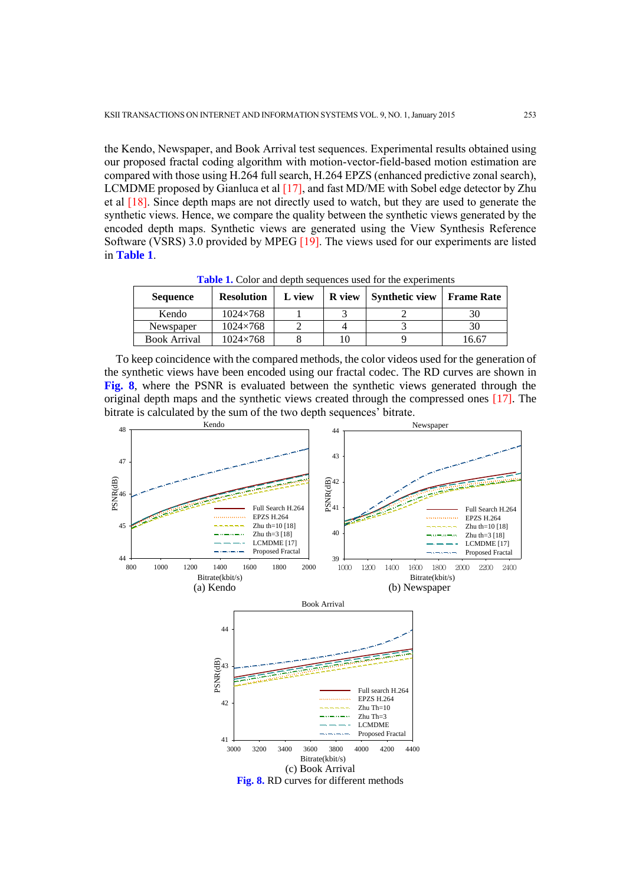the Kendo, Newspaper, and Book Arrival test sequences. Experimental results obtained using our proposed fractal coding algorithm with motion-vector-field-based motion estimation are compared with those using H.264 full search, H.264 EPZS (enhanced predictive zonal search), LCMDME proposed by Gianluca et al [17], and fast MD/ME with Sobel edge detector by Zhu et al [18]. Since depth maps are not directly used to watch, but they are used to generate the synthetic views. Hence, we compare the quality between the synthetic views generated by the encoded depth maps. Synthetic views are generated using the View Synthesis Reference Software (VSRS) 3.0 provided by MPEG [19]. The views used for our experiments are listed in **Table 1**.

**Table 1.** Color and depth sequences used for the experiments

| Sequence | Resolution | L view | R view | Synthetic view | Frame Rate |
|---|---|---|---|---|---|
| Kendo | 1024×768 | 1 | 3 | 2 | 30 |
| Newspaper | 1024×768 | 2 | 4 | 3 | 30 |
| Book Arrival | 1024×768 | 8 | 10 | 9 | 16.67 |

To keep coincidence with the compared methods, the color videos used for the generation of the synthetic views have been encoded using our fractal codec. The RD curves are shown in **Fig. 8**, where the PSNR is evaluated between the synthetic views generated through the original depth maps and the synthetic views created through the compressed ones [17]. The bitrate is calculated by the sum of the two depth sequences' bitrate.

(a) Kendo

(b) Newspaper

(c) Book Arrival

**Fig. 8.** RD curves for different methods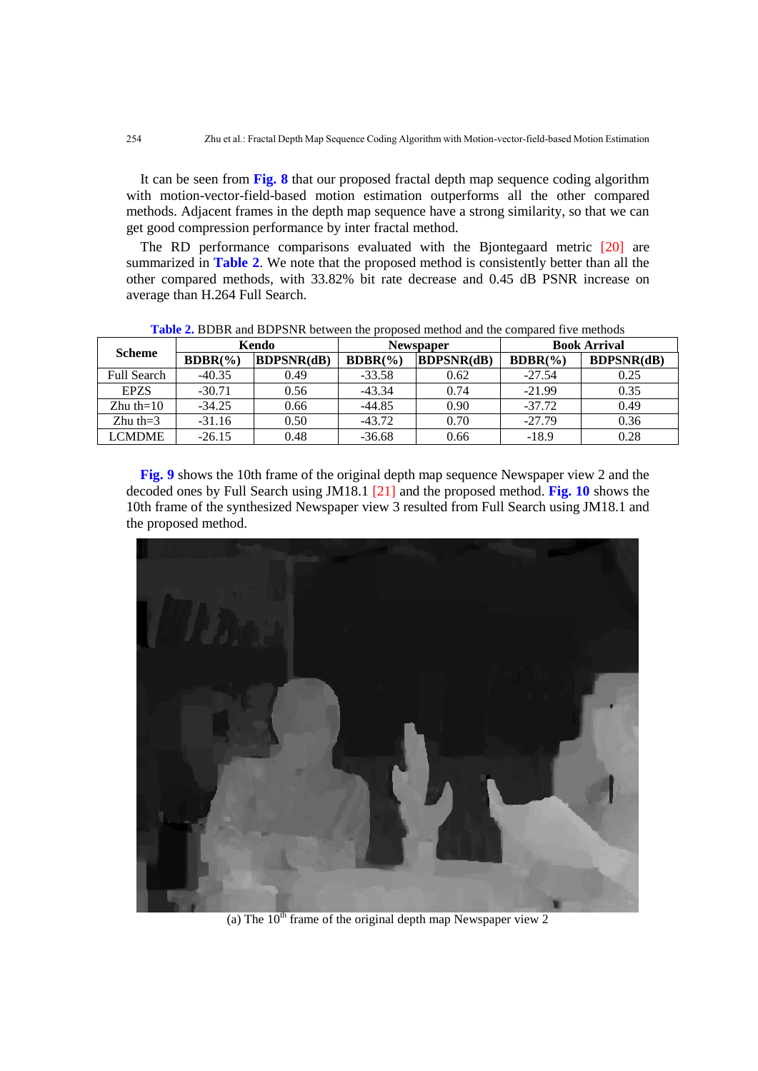It can be seen from **Fig. 8** that our proposed fractal depth map sequence coding algorithm with motion-vector-field-based motion estimation outperforms all the other compared methods. Adjacent frames in the depth map sequence have a strong similarity, so that we can get good compression performance by inter fractal method.

The RD performance comparisons evaluated with the Bjontegaard metric [20] are summarized in **Table 2**. We note that the proposed method is consistently better than all the other compared methods, with 33.82% bit rate decrease and 0.45 dB PSNR increase on average than H.264 Full Search.

**Table 2.** BDBR and BDPSNR between the proposed method and the compared five methods

| Scheme | Kendo | | Newspaper | | Book Arrival | |
|---|---|---|---|---|---|---|
| | **BDBR(%)** | **BDPSNR(dB)** | **BDBR(%)** | **BDPSNR(dB)** | **BDBR(%)** | **BDPSNR(dB)** |
| Full Search | -40.35 | 0.49 | -33.58 | 0.62 | -27.54 | 0.25 |
| EPZS | -30.71 | 0.56 | -43.34 | 0.74 | -21.99 | 0.35 |
| Zhu th=10 | -34.25 | 0.66 | -44.85 | 0.90 | -37.72 | 0.49 |
| Zhu th=3 | -31.16 | 0.50 | -43.72 | 0.70 | -27.79 | 0.36 |
| LCMDME | -26.15 | 0.48 | -36.68 | 0.66 | -18.9 | 0.28 |

**Fig. 9** shows the 10th frame of the original depth map sequence Newspaper view 2 and the decoded ones by Full Search using JM18.1 [21] and the proposed method. **Fig. 10** shows the 10th frame of the synthesized Newspaper view 3 resulted from Full Search using JM18.1 and the proposed method.

(a) The 10[th] frame of the original depth map Newspaper view 2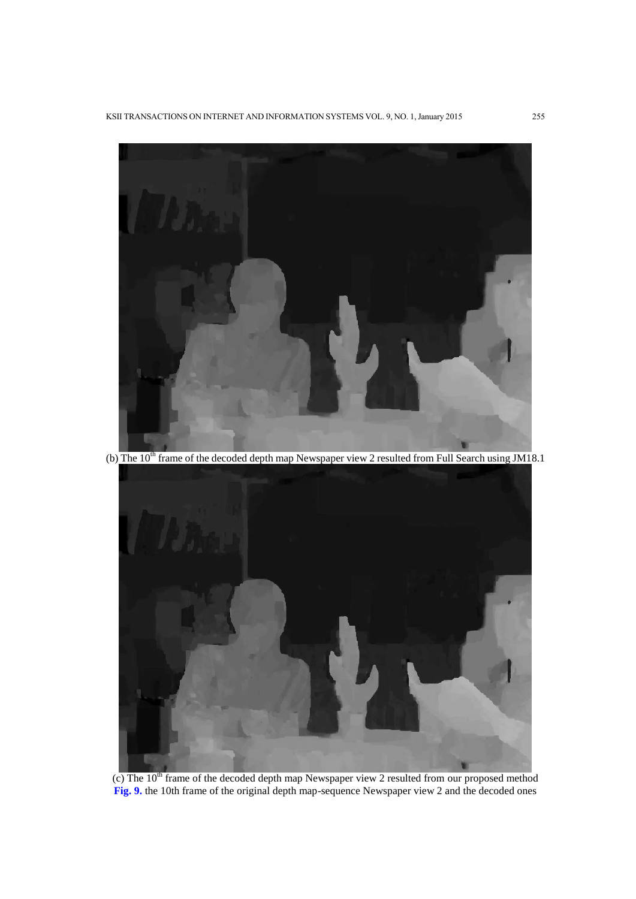(b) The 10$^{th}$ frame of the decoded depth map Newspaper view 2 resulted from Full Search using JM18.1

(c) The 10$^{th}$ frame of the decoded depth map Newspaper view 2 resulted from our proposed method

**Fig. 9.** the 10th frame of the original depth map-sequence Newspaper view 2 and the decoded ones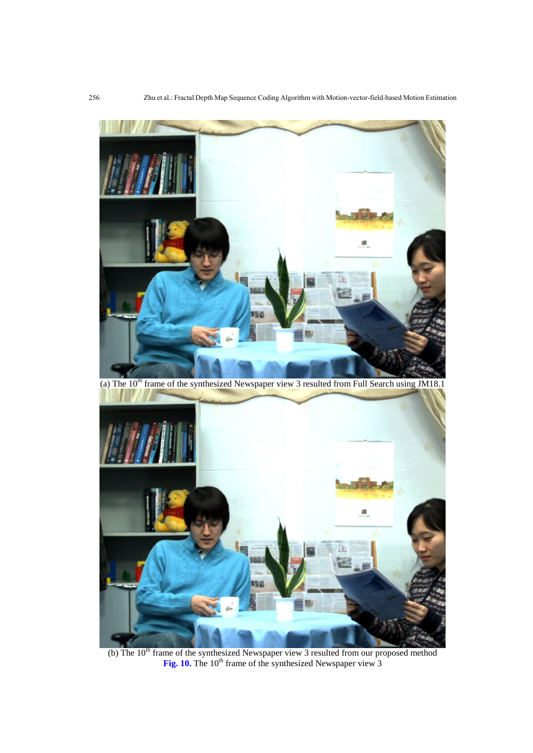(a) The 10th frame of the synthesized Newspaper view 3 resulted from Full Search using JM18.1

(b) The 10th frame of the synthesized Newspaper view 3 resulted from our proposed method

**Fig. 10.** The 10th frame of the synthesized Newspaper view 3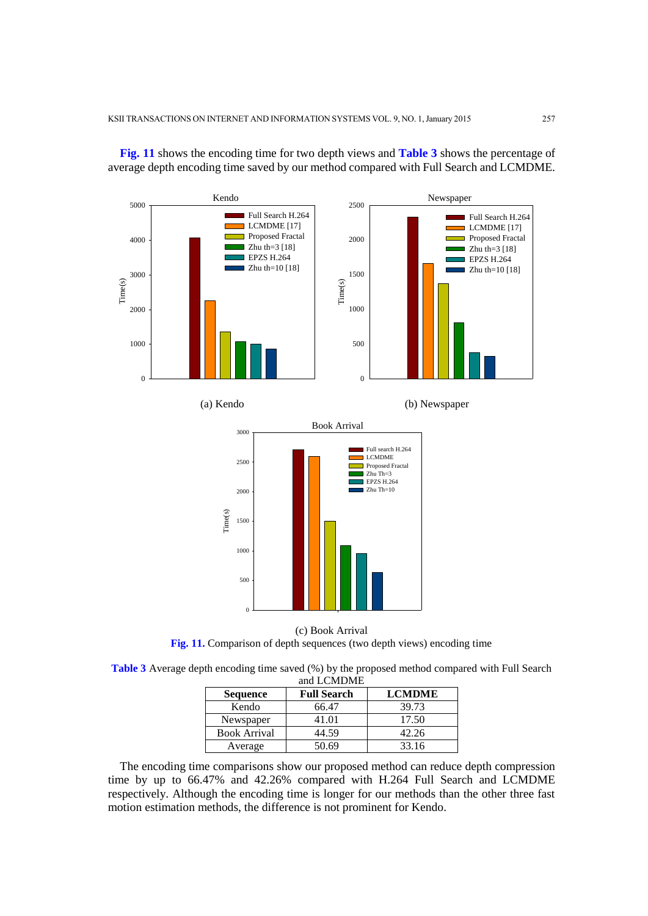**Fig. 11** shows the encoding time for two depth views and **Table 3** shows the percentage of average depth encoding time saved by our method compared with Full Search and LCMDME.

(a) Kendo

(b) Newspaper

(c) Book Arrival

**Fig. 11.** Comparison of depth sequences (two depth views) encoding time

**Table 3** Average depth encoding time saved (%) by the proposed method compared with Full Search and LCMDME

| Sequence | Full Search | LCMDME |
|---|---|---|
| Kendo | 66.47 | 39.73 |
| Newspaper | 41.01 | 17.50 |
| Book Arrival | 44.59 | 42.26 |
| Average | 50.69 | 33.16 |

The encoding time comparisons show our proposed method can reduce depth compression time by up to 66.47% and 42.26% compared with H.264 Full Search and LCMDME respectively. Although the encoding time is longer for our methods than the other three fast motion estimation methods, the difference is not prominent for Kendo.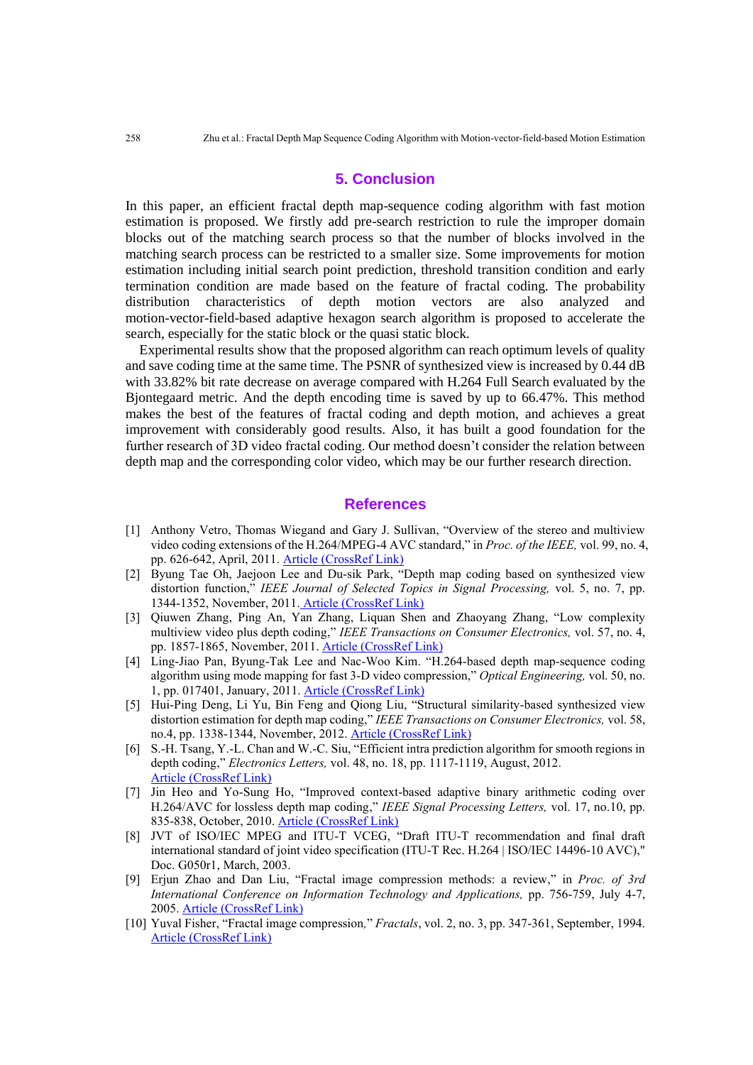## 5. Conclusion

In this paper, an efficient fractal depth map-sequence coding algorithm with fast motion estimation is proposed. We firstly add pre-search restriction to rule the improper domain blocks out of the matching search process so that the number of blocks involved in the matching search process can be restricted to a smaller size. Some improvements for motion estimation including initial search point prediction, threshold transition condition and early termination condition are made based on the feature of fractal coding. The probability distribution characteristics of depth motion vectors are also analyzed and motion-vector-field-based adaptive hexagon search algorithm is proposed to accelerate the search, especially for the static block or the quasi static block.

Experimental results show that the proposed algorithm can reach optimum levels of quality and save coding time at the same time. The PSNR of synthesized view is increased by 0.44 dB with 33.82% bit rate decrease on average compared with H.264 Full Search evaluated by the Bjontegaard metric. And the depth encoding time is saved by up to 66.47%. This method makes the best of the features of fractal coding and depth motion, and achieves a great improvement with considerably good results. Also, it has built a good foundation for the further research of 3D video fractal coding. Our method doesn't consider the relation between depth map and the corresponding color video, which may be our further research direction.

## References

[1] Anthony Vetro, Thomas Wiegand and Gary J. Sullivan, "Overview of the stereo and multiview video coding extensions of the H.264/MPEG-4 AVC standard," in *Proc. of the IEEE,* vol. 99, no. 4, pp. 626-642, April, 2011. Article (CrossRef Link)

[2] Byung Tae Oh, Jaejoon Lee and Du-sik Park, "Depth map coding based on synthesized view distortion function," *IEEE Journal of Selected Topics in Signal Processing,* vol. 5, no. 7, pp. 1344-1352, November, 2011. Article (CrossRef Link)

[3] Qiuwen Zhang, Ping An, Yan Zhang, Liquan Shen and Zhaoyang Zhang, "Low complexity multiview video plus depth coding," *IEEE Transactions on Consumer Electronics,* vol. 57, no. 4, pp. 1857-1865, November, 2011. Article (CrossRef Link)

[4] Ling-Jiao Pan, Byung-Tak Lee and Nac-Woo Kim. "H.264-based depth map-sequence coding algorithm using mode mapping for fast 3-D video compression," *Optical Engineering,* vol. 50, no. 1, pp. 017401, January, 2011. Article (CrossRef Link)

[5] Hui-Ping Deng, Li Yu, Bin Feng and Qiong Liu, "Structural similarity-based synthesized view distortion estimation for depth map coding," *IEEE Transactions on Consumer Electronics,* vol. 58, no.4, pp. 1338-1344, November, 2012. Article (CrossRef Link)

[6] S.-H. Tsang, Y.-L. Chan and W.-C. Siu, "Efficient intra prediction algorithm for smooth regions in depth coding," *Electronics Letters,* vol. 48, no. 18, pp. 1117-1119, August, 2012. Article (CrossRef Link)

[7] Jin Heo and Yo-Sung Ho, "Improved context-based adaptive binary arithmetic coding over H.264/AVC for lossless depth map coding," *IEEE Signal Processing Letters,* vol. 17, no.10, pp. 835-838, October, 2010. Article (CrossRef Link)

[8] JVT of ISO/IEC MPEG and ITU-T VCEG, "Draft ITU-T recommendation and final draft international standard of joint video specification (ITU-T Rec. H.264 | ISO/IEC 14496-10 AVC)," Doc. G050r1, March, 2003.

[9] Erjun Zhao and Dan Liu, "Fractal image compression methods: a review," in *Proc. of 3rd International Conference on Information Technology and Applications,* pp. 756-759, July 4-7, 2005. Article (CrossRef Link)

[10] Yuval Fisher, "Fractal image compression," *Fractals*, vol. 2, no. 3, pp. 347-361, September, 1994. Article (CrossRef Link)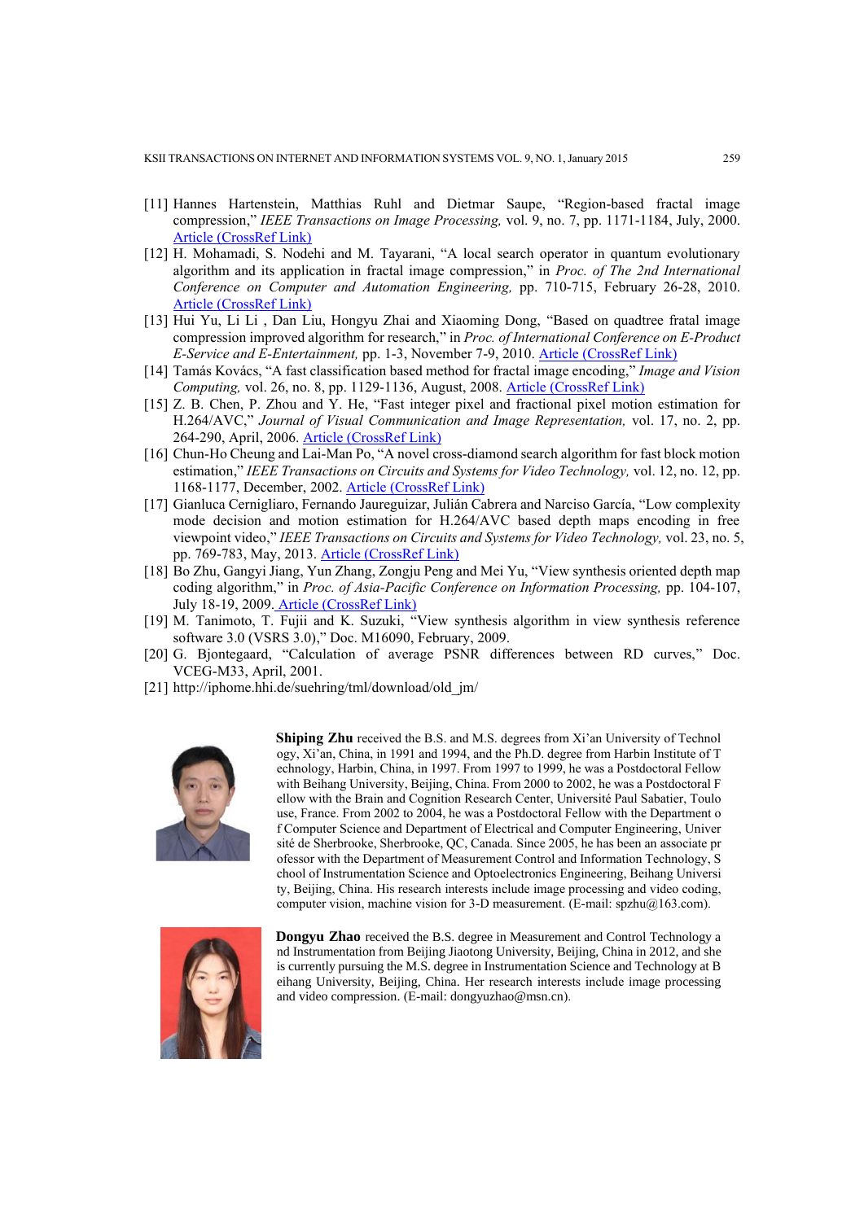[11] Hannes Hartenstein, Matthias Ruhl and Dietmar Saupe, "Region-based fractal image compression," *IEEE Transactions on Image Processing,* vol. 9, no. 7, pp. 1171-1184, July, 2000. Article (CrossRef Link)

[12] H. Mohamadi, S. Nodehi and M. Tayarani, "A local search operator in quantum evolutionary algorithm and its application in fractal image compression," in *Proc. of The 2nd International Conference on Computer and Automation Engineering,* pp. 710-715, February 26-28, 2010. Article (CrossRef Link)

[13] Hui Yu, Li Li , Dan Liu, Hongyu Zhai and Xiaoming Dong, "Based on quadtree fratal image compression improved algorithm for research," in *Proc. of International Conference on E-Product E-Service and E-Entertainment,* pp. 1-3, November 7-9, 2010. Article (CrossRef Link)

[14] Tamás Kovács, "A fast classification based method for fractal image encoding," *Image and Vision Computing,* vol. 26, no. 8, pp. 1129-1136, August, 2008. Article (CrossRef Link)

[15] Z. B. Chen, P. Zhou and Y. He, "Fast integer pixel and fractional pixel motion estimation for H.264/AVC," *Journal of Visual Communication and Image Representation,* vol. 17, no. 2, pp. 264-290, April, 2006. Article (CrossRef Link)

[16] Chun-Ho Cheung and Lai-Man Po, "A novel cross-diamond search algorithm for fast block motion estimation," *IEEE Transactions on Circuits and Systems for Video Technology,* vol. 12, no. 12, pp. 1168-1177, December, 2002. Article (CrossRef Link)

[17] Gianluca Cernigliaro, Fernando Jaureguizar, Julián Cabrera and Narciso García, "Low complexity mode decision and motion estimation for H.264/AVC based depth maps encoding in free viewpoint video," *IEEE Transactions on Circuits and Systems for Video Technology,* vol. 23, no. 5, pp. 769-783, May, 2013. Article (CrossRef Link)

[18] Bo Zhu, Gangyi Jiang, Yun Zhang, Zongju Peng and Mei Yu, "View synthesis oriented depth map coding algorithm," in *Proc. of Asia-Pacific Conference on Information Processing,* pp. 104-107, July 18-19, 2009. Article (CrossRef Link)

[19] M. Tanimoto, T. Fujii and K. Suzuki, "View synthesis algorithm in view synthesis reference software 3.0 (VSRS 3.0)," Doc. M16090, February, 2009.

[20] G. Bjontegaard, "Calculation of average PSNR differences between RD curves," Doc. VCEG-M33, April, 2001.

[21] http://iphome.hhi.de/suehring/tml/download/old_jm/

**Shiping Zhu** received the B.S. and M.S. degrees from Xi'an University of Technology, Xi'an, China, in 1991 and 1994, and the Ph.D. degree from Harbin Institute of Technology, Harbin, China, in 1997. From 1997 to 1999, he was a Postdoctoral Fellow with Beihang University, Beijing, China. From 2000 to 2002, he was a Postdoctoral Fellow with the Brain and Cognition Research Center, Université Paul Sabatier, Toulouse, France. From 2002 to 2004, he was a Postdoctoral Fellow with the Department of Computer Science and Department of Electrical and Computer Engineering, Université de Sherbrooke, Sherbrooke, QC, Canada. Since 2005, he has been an associate professor with the Department of Measurement Control and Information Technology, School of Instrumentation Science and Optoelectronics Engineering, Beihang University, Beijing, China. His research interests include image processing and video coding, computer vision, machine vision for 3-D measurement. (E-mail: spzhu@163.com).

**Dongyu Zhao** received the B.S. degree in Measurement and Control Technology and Instrumentation from Beijing Jiaotong University, Beijing, China in 2012, and she is currently pursuing the M.S. degree in Instrumentation Science and Technology at Beihang University, Beijing, China. Her research interests include image processing and video compression. (E-mail: dongyuzhao@msn.cn).